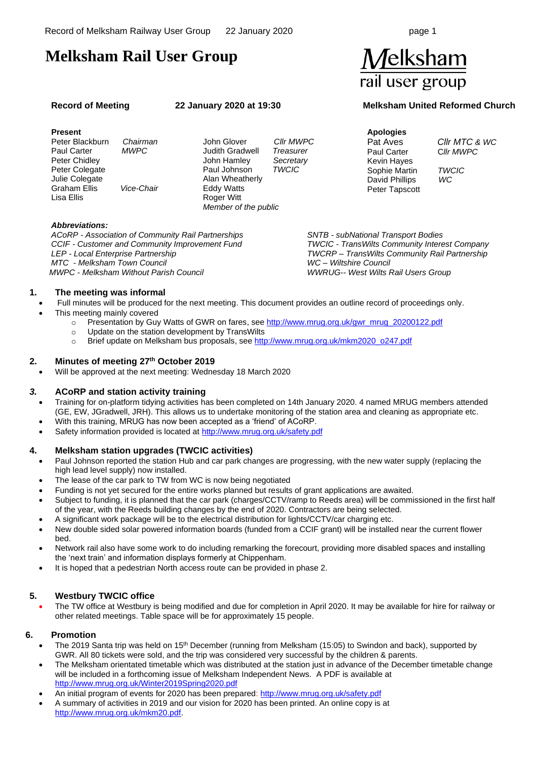# Melksham Rail User Group

Melksham rail user group

**Record of Meeting** **22 January 2020 at 19:30** **Melksham United Reformed Church**

**Present**

| Name | Role | Name | Role |
|---|---|---|---|
| Peter Blackburn | *Chairman* | John Glover | *Cllr MWPC* |
| Paul Carter | *MWPC* | Judith Gradwell | *Treasurer* |
| Peter Chidley | | John Hamley | *Secretary* |
| Peter Colegate | | Paul Johnson | *TWCIC* |
| Julie Colegate | | Alan Wheatherly | |
| Graham Ellis | *Vice-Chair* | Eddy Watts | |
| Lisa Ellis | | Roger Witt | |
| | | *Member of the public* | |

**Apologies**

| Name | Role |
|---|---|
| Pat Aves | *Cllr MTC & WC* |
| Paul Carter | *Cllr MWPC* |
| Kevin Hayes | |
| Sophie Martin | *TWCIC* |
| David Phillips | *WC* |
| Peter Tapscott | |

***Abbreviations:***

*ACoRP - Association of Community Rail Partnerships*
*CCIF - Customer and Community Improvement Fund*
*LEP - Local Enterprise Partnership*
*MTC - Melksham Town Council*
*MWPC - Melksham Without Parish Council*
*SNTB - subNational Transport Bodies*
*TWCIC - TransWilts Community Interest Company*
*TWCRP – TransWilts Community Rail Partnership*
*WC – Wiltshire Council*
*WWRUG-- West Wilts Rail Users Group*

## 1. The meeting was informal

- Full minutes will be produced for the next meeting. This document provides an outline record of proceedings only.
- This meeting mainly covered
  - Presentation by Guy Watts of GWR on fares, see http://www.mrug.org.uk/gwr_mrug_20200122.pdf
  - Update on the station development by TransWilts
  - Brief update on Melksham bus proposals, see http://www.mrug.org.uk/mkm2020_o247.pdf

## 2. Minutes of meeting 27th October 2019

- Will be approved at the next meeting: Wednesday 18 March 2020

## *3.* ACoRP and station activity training

- Training for on-platform tidying activities has been completed on 14th January 2020. 4 named MRUG members attended (GE, EW, JGradwell, JRH). This allows us to undertake monitoring of the station area and cleaning as appropriate etc.
- With this training, MRUG has now been accepted as a 'friend' of ACoRP.
- Safety information provided is located at http://www.mrug.org.uk/safety.pdf

## 4. Melksham station upgrades (TWCIC activities)

- Paul Johnson reported the station Hub and car park changes are progressing, with the new water supply (replacing the high lead level supply) now installed.
- The lease of the car park to TW from WC is now being negotiated
- Funding is not yet secured for the entire works planned but results of grant applications are awaited.
- Subject to funding, it is planned that the car park (charges/CCTV/ramp to Reeds area) will be commissioned in the first half of the year, with the Reeds building changes by the end of 2020. Contractors are being selected.
- A significant work package will be to the electrical distribution for lights/CCTV/car charging etc.
- New double sided solar powered information boards (funded from a CCIF grant) will be installed near the current flower bed.
- Network rail also have some work to do including remarking the forecourt, providing more disabled spaces and installing the 'next train' and information displays formerly at Chippenham.
- It is hoped that a pedestrian North access route can be provided in phase 2.

## 5. Westbury TWCIC office

- The TW office at Westbury is being modified and due for completion in April 2020. It may be available for hire for railway or other related meetings. Table space will be for approximately 15 people.

## 6. Promotion

- The 2019 Santa trip was held on 15th December (running from Melksham (15:05) to Swindon and back), supported by GWR. All 80 tickets were sold, and the trip was considered very successful by the children & parents.
- The Melksham orientated timetable which was distributed at the station just in advance of the December timetable change will be included in a forthcoming issue of Melksham Independent News. A PDF is available at http://www.mrug.org.uk/Winter2019Spring2020.pdf
- An initial program of events for 2020 has been prepared: http://www.mrug.org.uk/safety.pdf
- A summary of activities in 2019 and our vision for 2020 has been printed. An online copy is at http://www.mrug.org.uk/mkm20.pdf.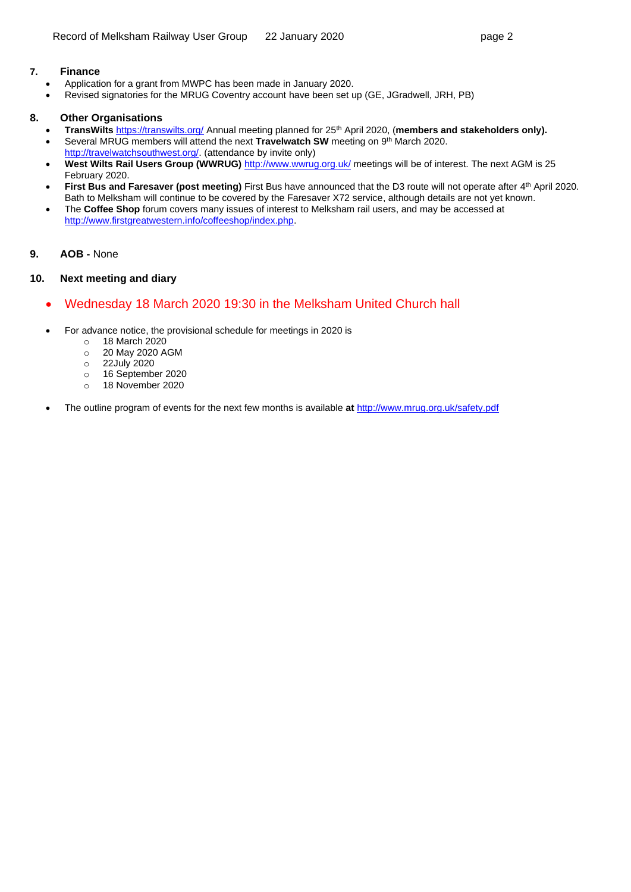## 7. Finance

- Application for a grant from MWPC has been made in January 2020.
- Revised signatories for the MRUG Coventry account have been set up (GE, JGradwell, JRH, PB)

## 8. Other Organisations

- **TransWilts** https://transwilts.org/ Annual meeting planned for 25th April 2020, (**members and stakeholders only).**
- Several MRUG members will attend the next **Travelwatch SW** meeting on 9th March 2020. http://travelwatchsouthwest.org/. (attendance by invite only)
- **West Wilts Rail Users Group (WWRUG)** http://www.wwrug.org.uk/ meetings will be of interest. The next AGM is 25 February 2020.
- **First Bus and Faresaver (post meeting)** First Bus have announced that the D3 route will not operate after 4th April 2020. Bath to Melksham will continue to be covered by the Faresaver X72 service, although details are not yet known.
- The **Coffee Shop** forum covers many issues of interest to Melksham rail users, and may be accessed at http://www.firstgreatwestern.info/coffeeshop/index.php.

## 9. AOB - None

## 10. Next meeting and diary

- Wednesday 18 March 2020 19:30 in the Melksham United Church hall

- For advance notice, the provisional schedule for meetings in 2020 is
  - 18 March 2020
  - 20 May 2020 AGM
  - 22July 2020
  - 16 September 2020
  - 18 November 2020

- The outline program of events for the next few months is available **at** http://www.mrug.org.uk/safety.pdf